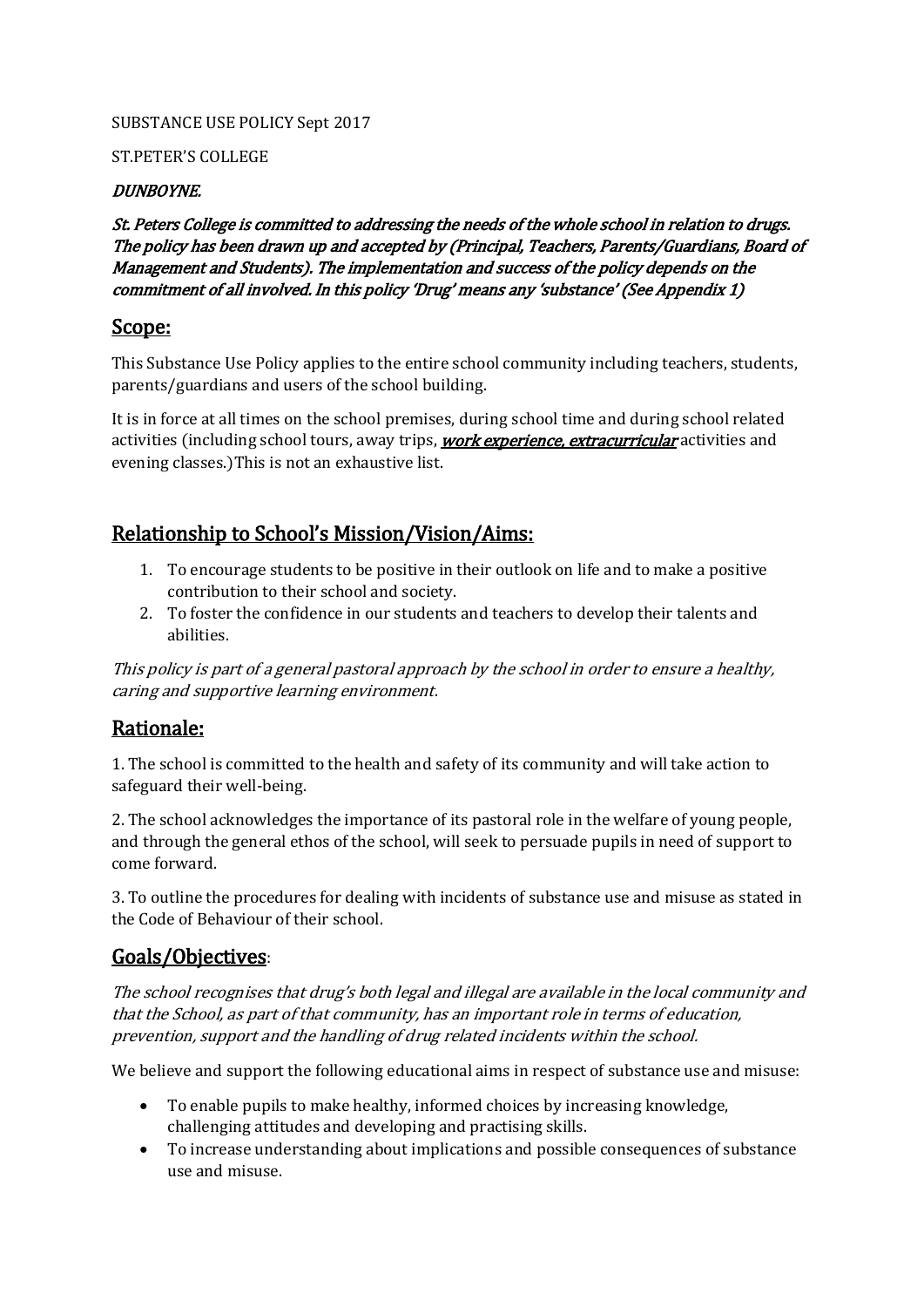SUBSTANCE USE POLICY Sept 2017

ST.PETER'S COLLEGE

*DUNBOYNE.*

***St. Peters College is committed to addressing the needs of the whole school in relation to drugs. The policy has been drawn up and accepted by (Principal, Teachers, Parents/Guardians, Board of Management and Students). The implementation and success of the policy depends on the commitment of all involved. In this policy 'Drug' means any 'substance' (See Appendix 1)***

## Scope:

This Substance Use Policy applies to the entire school community including teachers, students, parents/guardians and users of the school building.

It is in force at all times on the school premises, during school time and during school related activities (including school tours, away trips, ***work experience, extracurricular*** activities and evening classes.)This is not an exhaustive list.

## Relationship to School's Mission/Vision/Aims:

1. To encourage students to be positive in their outlook on life and to make a positive contribution to their school and society.
2. To foster the confidence in our students and teachers to develop their talents and abilities.

*This policy is part of a general pastoral approach by the school in order to ensure a healthy, caring and supportive learning environment.*

## Rationale:

1. The school is committed to the health and safety of its community and will take action to safeguard their well-being.

2. The school acknowledges the importance of its pastoral role in the welfare of young people, and through the general ethos of the school, will seek to persuade pupils in need of support to come forward.

3. To outline the procedures for dealing with incidents of substance use and misuse as stated in the Code of Behaviour of their school.

## Goals/Objectives:

*The school recognises that drug's both legal and illegal are available in the local community and that the School, as part of that community, has an important role in terms of education, prevention, support and the handling of drug related incidents within the school.*

We believe and support the following educational aims in respect of substance use and misuse:

- To enable pupils to make healthy, informed choices by increasing knowledge, challenging attitudes and developing and practising skills.
- To increase understanding about implications and possible consequences of substance use and misuse.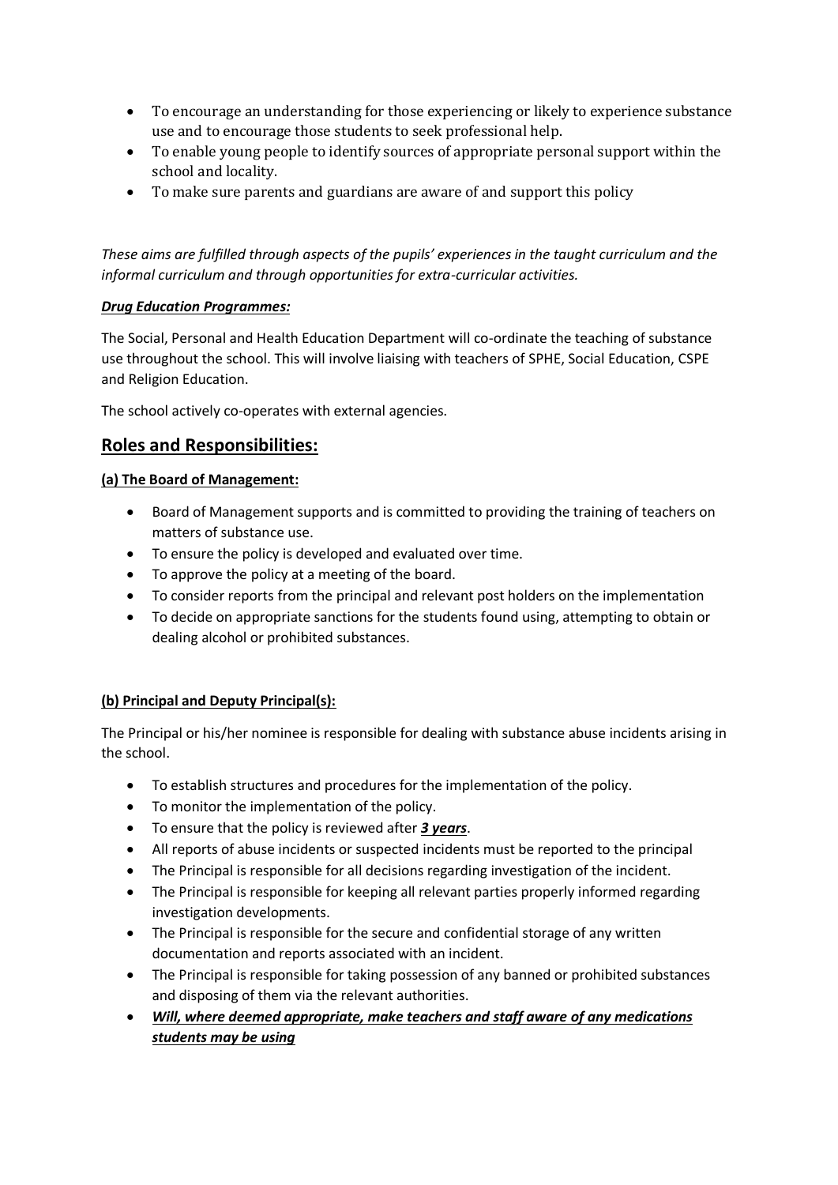- To encourage an understanding for those experiencing or likely to experience substance use and to encourage those students to seek professional help.
- To enable young people to identify sources of appropriate personal support within the school and locality.
- To make sure parents and guardians are aware of and support this policy

*These aims are fulfilled through aspects of the pupils' experiences in the taught curriculum and the informal curriculum and through opportunities for extra-curricular activities.*

***Drug Education Programmes:***

The Social, Personal and Health Education Department will co-ordinate the teaching of substance use throughout the school. This will involve liaising with teachers of SPHE, Social Education, CSPE and Religion Education.

The school actively co-operates with external agencies.

## Roles and Responsibilities:

**(a) The Board of Management:**

- Board of Management supports and is committed to providing the training of teachers on matters of substance use.
- To ensure the policy is developed and evaluated over time.
- To approve the policy at a meeting of the board.
- To consider reports from the principal and relevant post holders on the implementation
- To decide on appropriate sanctions for the students found using, attempting to obtain or dealing alcohol or prohibited substances.

**(b) Principal and Deputy Principal(s):**

The Principal or his/her nominee is responsible for dealing with substance abuse incidents arising in the school.

- To establish structures and procedures for the implementation of the policy.
- To monitor the implementation of the policy.
- To ensure that the policy is reviewed after ***3 years***.
- All reports of abuse incidents or suspected incidents must be reported to the principal
- The Principal is responsible for all decisions regarding investigation of the incident.
- The Principal is responsible for keeping all relevant parties properly informed regarding investigation developments.
- The Principal is responsible for the secure and confidential storage of any written documentation and reports associated with an incident.
- The Principal is responsible for taking possession of any banned or prohibited substances and disposing of them via the relevant authorities.
- ***Will, where deemed appropriate, make teachers and staff aware of any medications students may be using***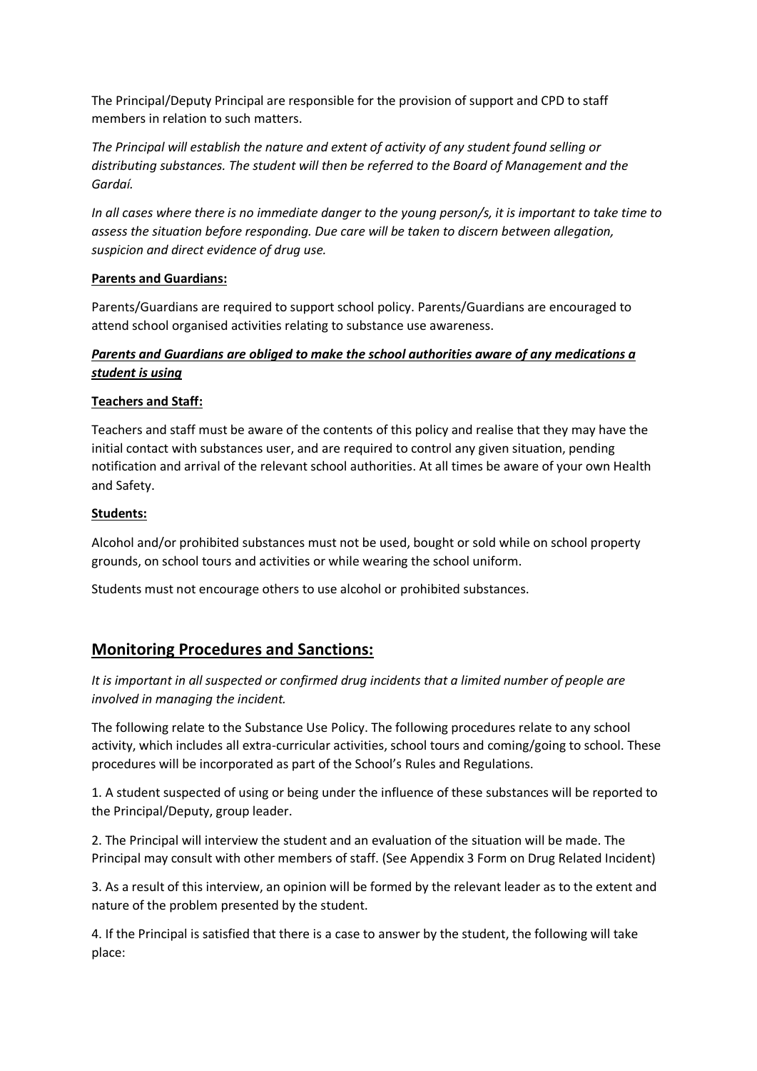The Principal/Deputy Principal are responsible for the provision of support and CPD to staff members in relation to such matters.

*The Principal will establish the nature and extent of activity of any student found selling or distributing substances. The student will then be referred to the Board of Management and the Gardaí.*

*In all cases where there is no immediate danger to the young person/s, it is important to take time to assess the situation before responding. Due care will be taken to discern between allegation, suspicion and direct evidence of drug use.*

**Parents and Guardians:**

Parents/Guardians are required to support school policy. Parents/Guardians are encouraged to attend school organised activities relating to substance use awareness.

***Parents and Guardians are obliged to make the school authorities aware of any medications a student is using***

**Teachers and Staff:**

Teachers and staff must be aware of the contents of this policy and realise that they may have the initial contact with substances user, and are required to control any given situation, pending notification and arrival of the relevant school authorities. At all times be aware of your own Health and Safety.

**Students:**

Alcohol and/or prohibited substances must not be used, bought or sold while on school property grounds, on school tours and activities or while wearing the school uniform.

Students must not encourage others to use alcohol or prohibited substances.

## Monitoring Procedures and Sanctions:

*It is important in all suspected or confirmed drug incidents that a limited number of people are involved in managing the incident.*

The following relate to the Substance Use Policy. The following procedures relate to any school activity, which includes all extra-curricular activities, school tours and coming/going to school. These procedures will be incorporated as part of the School's Rules and Regulations.

1. A student suspected of using or being under the influence of these substances will be reported to the Principal/Deputy, group leader.

2. The Principal will interview the student and an evaluation of the situation will be made. The Principal may consult with other members of staff. (See Appendix 3 Form on Drug Related Incident)

3. As a result of this interview, an opinion will be formed by the relevant leader as to the extent and nature of the problem presented by the student.

4. If the Principal is satisfied that there is a case to answer by the student, the following will take place: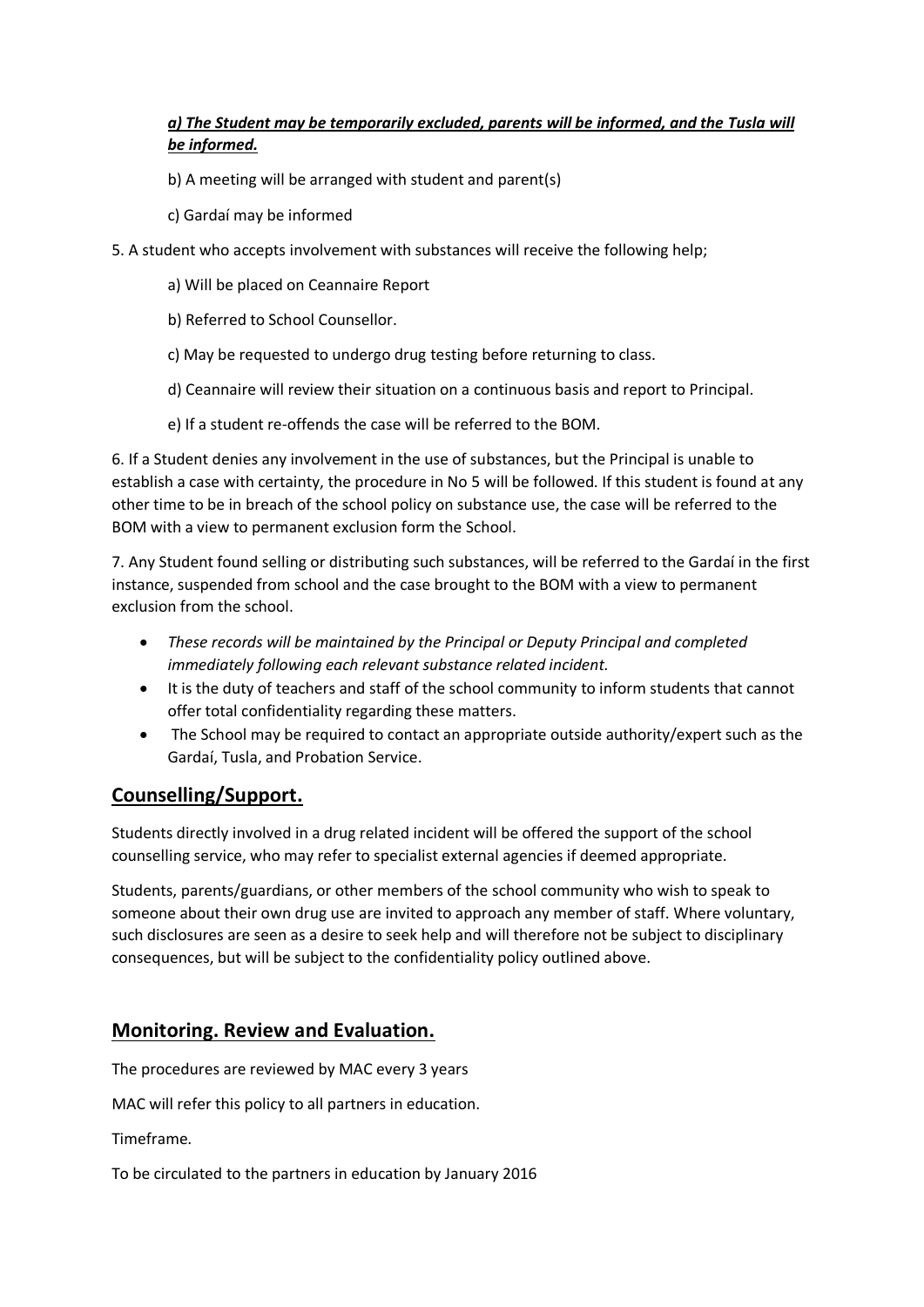***a) The Student may be temporarily excluded, parents will be informed, and the Tusla will be informed.***

b) A meeting will be arranged with student and parent(s)

c) Gardaí may be informed

5. A student who accepts involvement with substances will receive the following help;

a) Will be placed on Ceannaire Report

b) Referred to School Counsellor.

c) May be requested to undergo drug testing before returning to class.

d) Ceannaire will review their situation on a continuous basis and report to Principal.

e) If a student re-offends the case will be referred to the BOM.

6. If a Student denies any involvement in the use of substances, but the Principal is unable to establish a case with certainty, the procedure in No 5 will be followed. If this student is found at any other time to be in breach of the school policy on substance use, the case will be referred to the BOM with a view to permanent exclusion form the School.

7. Any Student found selling or distributing such substances, will be referred to the Gardaí in the first instance, suspended from school and the case brought to the BOM with a view to permanent exclusion from the school.

- *These records will be maintained by the Principal or Deputy Principal and completed immediately following each relevant substance related incident.*
- It is the duty of teachers and staff of the school community to inform students that cannot offer total confidentiality regarding these matters.
- The School may be required to contact an appropriate outside authority/expert such as the Gardaí, Tusla, and Probation Service.

## Counselling/Support.

Students directly involved in a drug related incident will be offered the support of the school counselling service, who may refer to specialist external agencies if deemed appropriate.

Students, parents/guardians, or other members of the school community who wish to speak to someone about their own drug use are invited to approach any member of staff. Where voluntary, such disclosures are seen as a desire to seek help and will therefore not be subject to disciplinary consequences, but will be subject to the confidentiality policy outlined above.

## Monitoring. Review and Evaluation.

The procedures are reviewed by MAC every 3 years

MAC will refer this policy to all partners in education.

Timeframe.

To be circulated to the partners in education by January 2016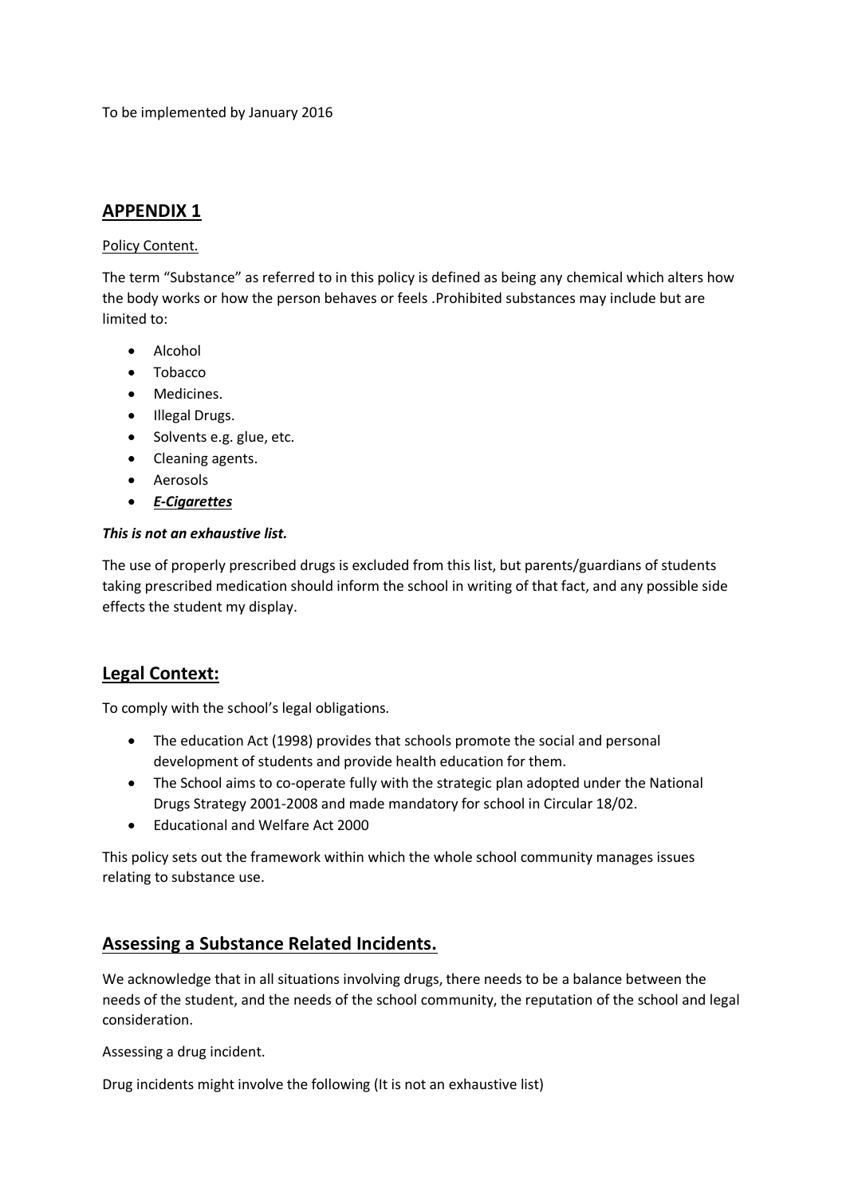To be implemented by January 2016

## APPENDIX 1

Policy Content.

The term "Substance" as referred to in this policy is defined as being any chemical which alters how the body works or how the person behaves or feels .Prohibited substances may include but are limited to:

- Alcohol
- Tobacco
- Medicines.
- Illegal Drugs.
- Solvents e.g. glue, etc.
- Cleaning agents.
- Aerosols
- ***E-Cigarettes***

***This is not an exhaustive list.***

The use of properly prescribed drugs is excluded from this list, but parents/guardians of students taking prescribed medication should inform the school in writing of that fact, and any possible side effects the student my display.

## Legal Context:

To comply with the school's legal obligations.

- The education Act (1998) provides that schools promote the social and personal development of students and provide health education for them.
- The School aims to co-operate fully with the strategic plan adopted under the National Drugs Strategy 2001-2008 and made mandatory for school in Circular 18/02.
- Educational and Welfare Act 2000

This policy sets out the framework within which the whole school community manages issues relating to substance use.

## Assessing a Substance Related Incidents.

We acknowledge that in all situations involving drugs, there needs to be a balance between the needs of the student, and the needs of the school community, the reputation of the school and legal consideration.

Assessing a drug incident.

Drug incidents might involve the following (It is not an exhaustive list)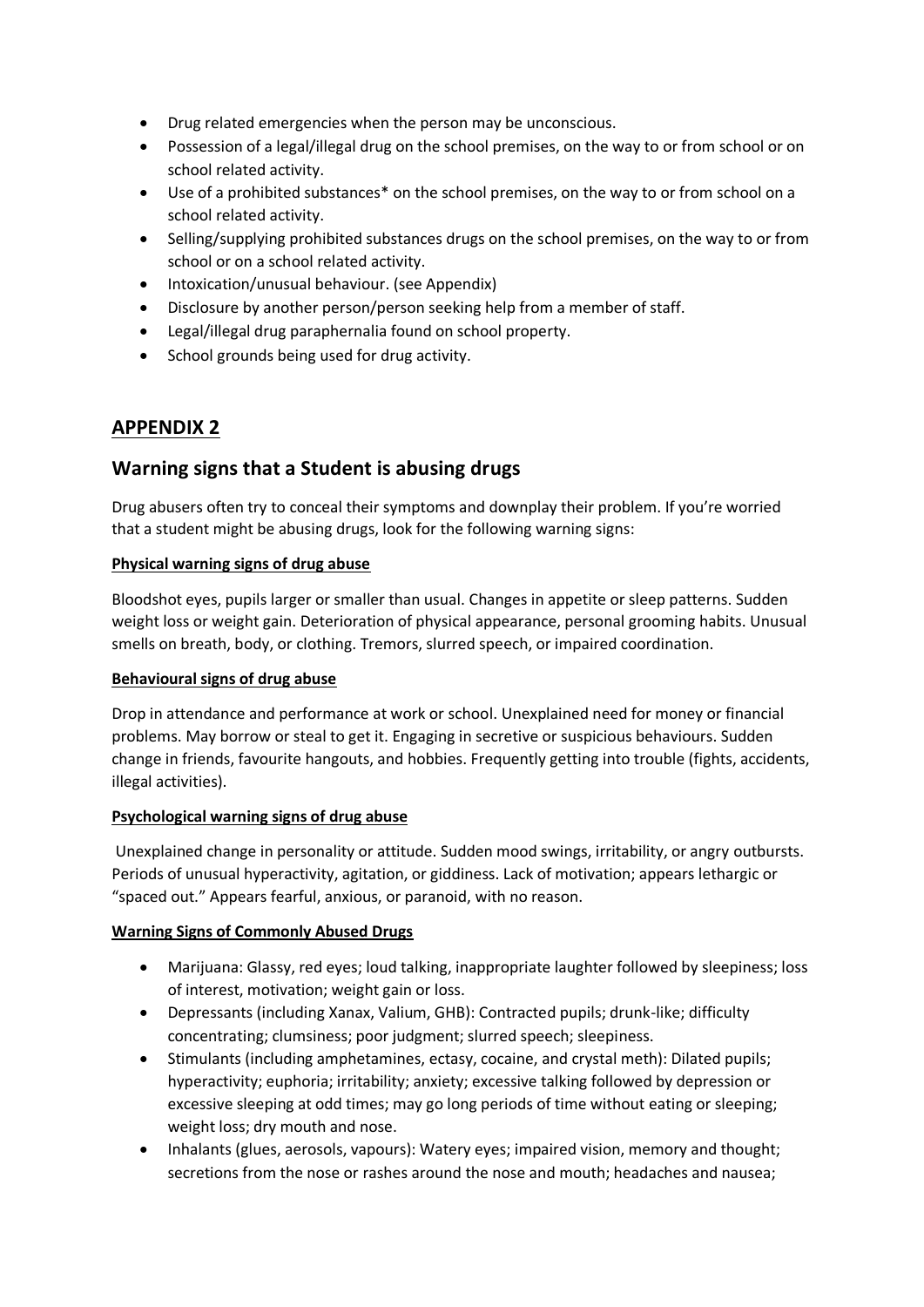- Drug related emergencies when the person may be unconscious.
- Possession of a legal/illegal drug on the school premises, on the way to or from school or on school related activity.
- Use of a prohibited substances* on the school premises, on the way to or from school on a school related activity.
- Selling/supplying prohibited substances drugs on the school premises, on the way to or from school or on a school related activity.
- Intoxication/unusual behaviour. (see Appendix)
- Disclosure by another person/person seeking help from a member of staff.
- Legal/illegal drug paraphernalia found on school property.
- School grounds being used for drug activity.

## APPENDIX 2

## Warning signs that a Student is abusing drugs

Drug abusers often try to conceal their symptoms and downplay their problem. If you're worried that a student might be abusing drugs, look for the following warning signs:

**Physical warning signs of drug abuse**

Bloodshot eyes, pupils larger or smaller than usual. Changes in appetite or sleep patterns. Sudden weight loss or weight gain. Deterioration of physical appearance, personal grooming habits. Unusual smells on breath, body, or clothing. Tremors, slurred speech, or impaired coordination.

**Behavioural signs of drug abuse**

Drop in attendance and performance at work or school. Unexplained need for money or financial problems. May borrow or steal to get it. Engaging in secretive or suspicious behaviours. Sudden change in friends, favourite hangouts, and hobbies. Frequently getting into trouble (fights, accidents, illegal activities).

**Psychological warning signs of drug abuse**

Unexplained change in personality or attitude. Sudden mood swings, irritability, or angry outbursts. Periods of unusual hyperactivity, agitation, or giddiness. Lack of motivation; appears lethargic or "spaced out." Appears fearful, anxious, or paranoid, with no reason.

**Warning Signs of Commonly Abused Drugs**

- Marijuana: Glassy, red eyes; loud talking, inappropriate laughter followed by sleepiness; loss of interest, motivation; weight gain or loss.
- Depressants (including Xanax, Valium, GHB): Contracted pupils; drunk-like; difficulty concentrating; clumsiness; poor judgment; slurred speech; sleepiness.
- Stimulants (including amphetamines, ectasy, cocaine, and crystal meth): Dilated pupils; hyperactivity; euphoria; irritability; anxiety; excessive talking followed by depression or excessive sleeping at odd times; may go long periods of time without eating or sleeping; weight loss; dry mouth and nose.
- Inhalants (glues, aerosols, vapours): Watery eyes; impaired vision, memory and thought; secretions from the nose or rashes around the nose and mouth; headaches and nausea;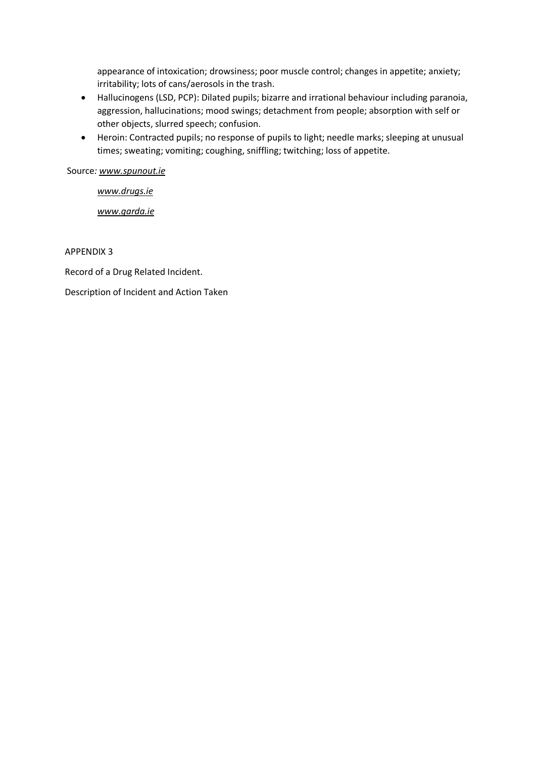appearance of intoxication; drowsiness; poor muscle control; changes in appetite; anxiety; irritability; lots of cans/aerosols in the trash.

- Hallucinogens (LSD, PCP): Dilated pupils; bizarre and irrational behaviour including paranoia, aggression, hallucinations; mood swings; detachment from people; absorption with self or other objects, slurred speech; confusion.
- Heroin: Contracted pupils; no response of pupils to light; needle marks; sleeping at unusual times; sweating; vomiting; coughing, sniffling; twitching; loss of appetite.

Source*:* *www.spunout.ie*

*www.drugs.ie*

*www.garda.ie*

APPENDIX 3

Record of a Drug Related Incident.

Description of Incident and Action Taken